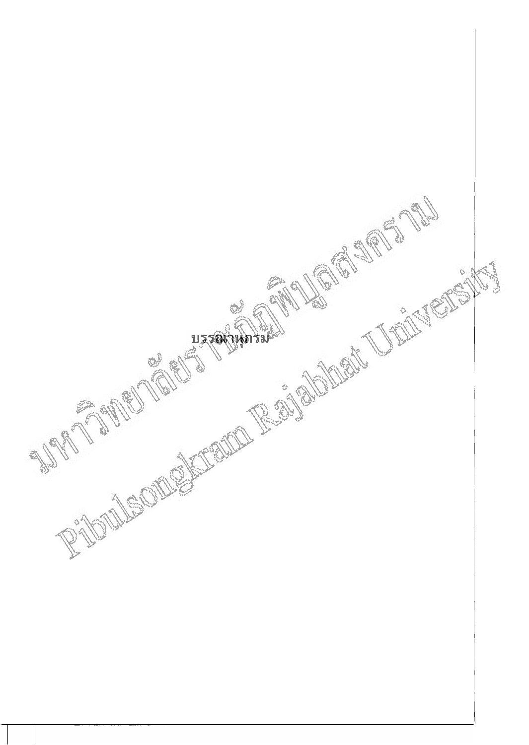# บรรณานุกรม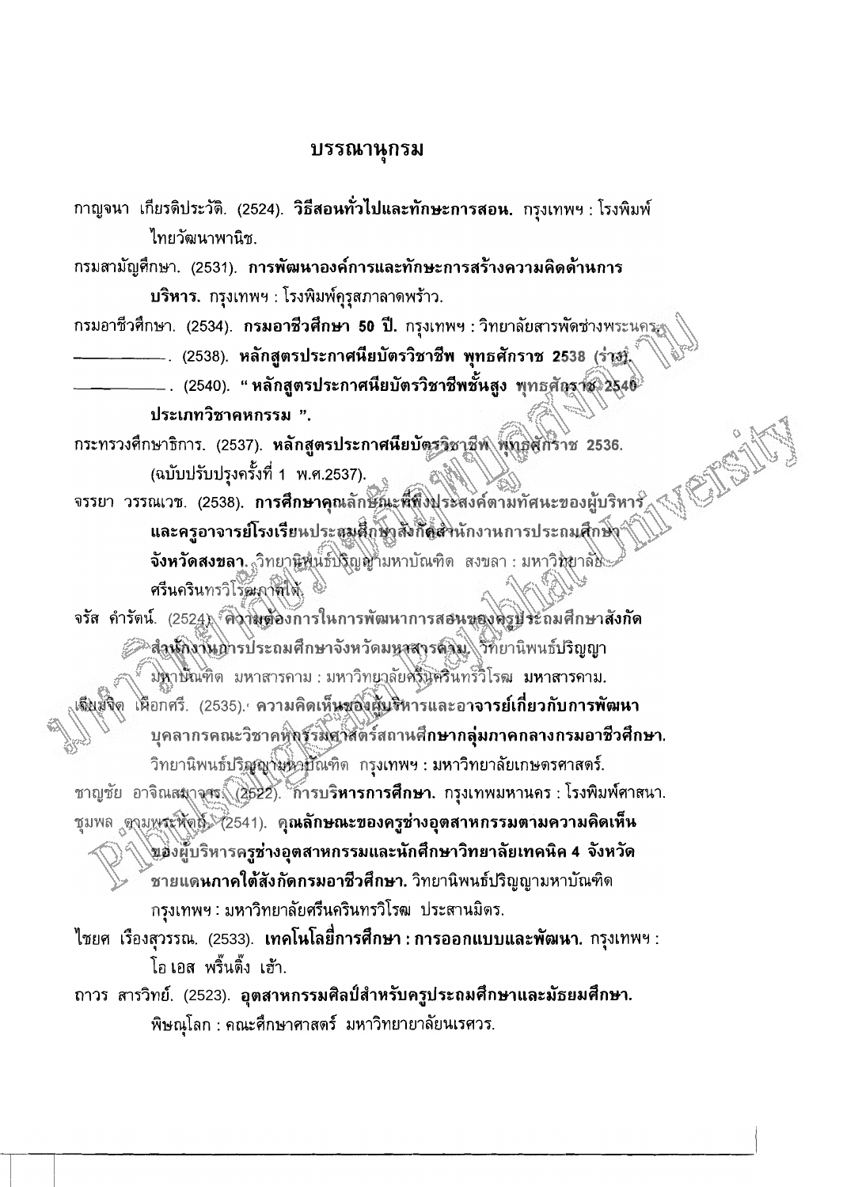# บรรณานุกรม

กาญจนา เกียรติประวัติ. (2524). **วิธีสอนทั่วไปและทักษะการสอน.** กรุงเทพฯ : โรงพิมพ์ไทยวัฒนาพานิช.

กรมสามัญศึกษา. (2531). **การพัฒนาองค์การและทักษะการสร้างความคิดด้านการบริหาร.** กรุงเทพฯ : โรงพิมพ์คุรุสภาลาดพร้าว.

กรมอาชีวศึกษา. (2534). **กรมอาชีวศึกษา 50 ปี.** กรุงเทพฯ : วิทยาลัยสารพัดช่างพระนคร.

\_\_\_\_\_\_\_\_\_\_. (2538). **หลักสูตรประกาศนียบัตรวิชาชีพ พุทธศักราช 2538 (ร่าง).**

\_\_\_\_\_\_\_\_\_\_. (2540). **" หลักสูตรประกาศนียบัตรวิชาชีพชั้นสูง พุทธศักราช 2540 ประเภทวิชาคหกรรม ".**

กระทรวงศึกษาธิการ. (2537). **หลักสูตรประกาศนียบัตรวิชาชีพ พุทธศักราช 2536.** (ฉบับปรับปรุงครั้งที่ 1 พ.ศ.2537).

จรรยา วรรณเวช. (2538). **การศึกษาคุณลักษณะที่พึงประสงค์ตามทัศนะของผู้บริหารและครูอาจารย์โรงเรียนประถมศึกษาสังกัดสำนักงานการประถมศึกษาจังหวัดสงขลา.** วิทยานิพนธ์ปริญญามหาบัณฑิต สงขลา : มหาวิทยาลัยศรีนครินทรวิโรฒภาคใต้.

จรัส คำรัตน์. (2524). **ความต้องการในการพัฒนาการสอนของครูประถมศึกษาสังกัดสำนักงานการประถมศึกษาจังหวัดมหาสารคาม.** วิทยานิพนธ์ปริญญามหาบัณฑิต มหาสารคาม : มหาวิทยาลัยศรีนครินทรวิโรฒ มหาสารคาม.

เฉียมจิต เผือกศรี. (2535). **ความคิดเห็นของผู้บริหารและอาจารย์เกี่ยวกับการพัฒนาบุคลากรคณะวิชาคหกรรมศาสตร์สถานศึกษากลุ่มภาคกลางกรมอาชีวศึกษา.** วิทยานิพนธ์ปริญญามหาบัณฑิต กรุงเทพฯ : มหาวิทยาลัยเกษตรศาสตร์.

ชาญชัย อาจิณสมาจาร. (2522). **การบริหารการศึกษา.** กรุงเทพมหานคร : โรงพิมพ์ศาสนา.

ชุมพล ตามพระหัตถ์. (2541). **คุณลักษณะของครูช่างอุตสาหกรรมตามความคิดเห็นของผู้บริหารครูช่างอุตสาหกรรมและนักศึกษาวิทยาลัยเทคนิค 4 จังหวัดชายแดนภาคใต้สังกัดกรมอาชีวศึกษา.** วิทยานิพนธ์ปริญญามหาบัณฑิต กรุงเทพฯ : มหาวิทยาลัยศรีนครินทรวิโรฒ ประสานมิตร.

ไชยศ เรืองสุวรรณ. (2533). **เทคโนโลยีการศึกษา : การออกแบบและพัฒนา.** กรุงเทพฯ : โอ เอส พริ้นติ้ง เฮ้า.

ถาวร สารวิทย์. (2523). **อุตสาหกรรมศิลป์สำหรับครูประถมศึกษาและมัธยมศึกษา.** พิษณุโลก : คณะศึกษาศาสตร์ มหาวิทยายาลัยนเรศวร.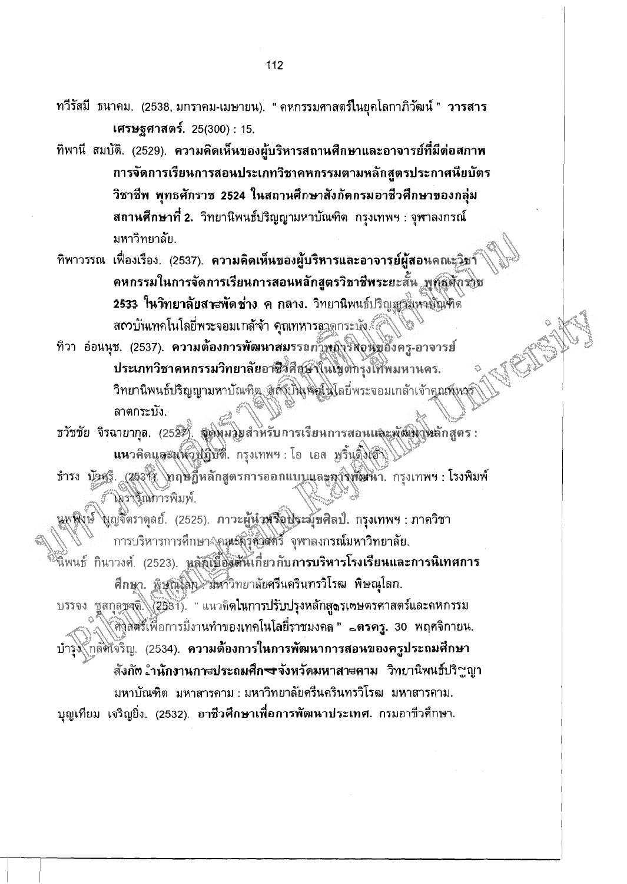ทวีรัสมี ธนาคม. (2538, มกราคม-เมษายน). " คหกรรมศาสตร์ในยุคโลกาภิวัฒน์ " **วารสารเศรษฐศาสตร์.** 25(300) : 15.

ทิพานี สมบัติ. (2529). **ความคิดเห็นของผู้บริหารสถานศึกษาและอาจารย์ที่มีต่อสภาพการจัดการเรียนการสอนประเภทวิชาคหกรรมตามหลักสูตรประกาศนียบัตรวิชาชีพ พุทธศักราช 2524 ในสถานศึกษาสังกัดกรมอาชีวศึกษาของกลุ่มสถานศึกษาที่ 2.** วิทยานิพนธ์ปริญญามหาบัณฑิต กรุงเทพฯ : จุฬาลงกรณ์มหาวิทยาลัย.

ทิพาวรรณ เฟื่องเรือง. (2537). **ความคิดเห็นของผู้บริหารและอาจารย์ผู้สอนคณะวิชาคหกรรมในการจัดการเรียนการสอนหลักสูตรวิชาชีพระยะสั้น พุทธศักราช 2533 ในวิทยาลัยสารพัดช่าง ค กลาง.** วิทยานิพนธ์ปริญญามหาบัณฑิต สถาบันเทคโนโลยีพระจอมเกล้าเจ้า คุณทหารลาดกระบัง.

ทิวา อ่อนนุช. (2537). **ความต้องการพัฒนาสมรรถภาพการสอนของครู-อาจารย์ประเภทวิชาคหกรรมวิทยาลัยอาชีวศึกษาในเขตกรุงเทพมหานคร.** วิทยานิพนธ์ปริญญามหาบัณฑิต สถาบันเทคโนโลยีพระจอมเกล้าเจ้าคุณทหารลาดกระบัง.

ธวัชชัย จิรฉายากุล. (2527). **จุดหมายสำหรับการเรียนการสอนและพัฒนาหลักสูตร : แนวคิดและแนวปฏิบัติ.** กรุงเทพฯ : โอ เอส พริ้นติ้งเฮ้าส์.

ธำรง บัวศรี. (2531). **ทฤษฎีหลักสูตรการออกแบบและการพัฒนา.** กรุงเทพฯ : โรงพิมพ์เอราวัณการพิมพ์.

นพพงษ์ บุญจิตราดุลย์. (2525). **ภาวะผู้นำหรือประมุขศิลป์.** กรุงเทพฯ : ภาควิชาการบริหารการศึกษา คณะครุศาสตร์ จุฬาลงกรณ์มหาวิทยาลัย.

นิพนธ์ กินาวงศ์. (2523). **หลักเบื้องต้นเกี่ยวกับการบริหารโรงเรียนและการนิเทศการศึกษา.** พิษณุโลก : มหาวิทยาลัยศรีนครินทรวิโรฒ พิษณุโลก.

บรรจง ชูสกุลชาติ. (2531). " แนวคิดในการปรับปรุงหลักสูตรเกษตรศาสตร์และคหกรรมศาสตร์เพื่อการมีงานทำของเทคโนโลยีราชมงคล " **ดาวครู.** 30 พฤศจิกายน.

บำรุง กลัดเจริญ. (2534). **ความต้องการในการพัฒนาการสอนของครูประถมศึกษาสังกัดสำนักงานการประถมศึกษาจังหวัดมหาสารคาม** วิทยานิพนธ์ปริญญามหาบัณฑิต มหาสารคาม : มหาวิทยาลัยศรีนครินทรวิโรฒ มหาสารคาม.

บุญเทียม เจริญยิ่ง. (2532). **อาชีวศึกษาเพื่อการพัฒนาประเทศ.** กรมอาชีวศึกษา.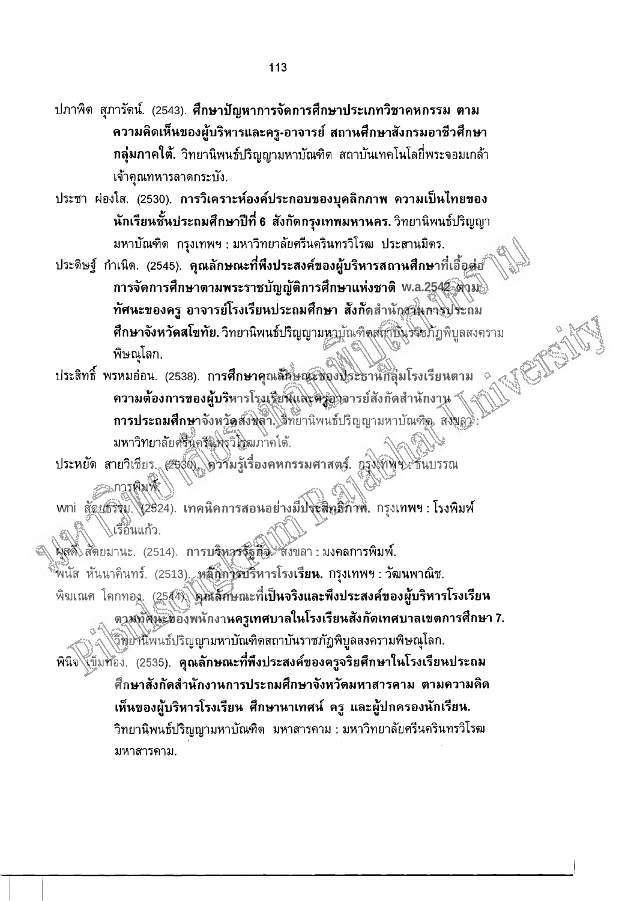ปภาพิต สุภารัตน์. (2543). **ศึกษาปัญหาการจัดการศึกษาประเภทวิชาคหกรรม ตามความคิดเห็นของผู้บริหารและครู-อาจารย์ สถานศึกษาสังกรมอาชีวศึกษา กลุ่มภาคใต้.** วิทยานิพนธ์ปริญญามหาบัณฑิต สถาบันเทคโนโลยีพระจอมเกล้าเจ้าคุณทหารลาดกระบัง.

ประชา ผ่องใส. (2530). **การวิเคราะห์องค์ประกอบของบุคลิกภาพ ความเป็นไทยของนักเรียนชั้นประถมศึกษาปีที่ 6 สังกัดกรุงเทพมหานคร.** วิทยานิพนธ์ปริญญามหาบัณฑิต กรุงเทพฯ : มหาวิทยาลัยศรีนครินทรวิโรฒ ประสานมิตร.

ประดิษฐ์ กำเนิด. (2545). **คุณลักษณะที่พึงประสงค์ของผู้บริหารสถานศึกษาที่เอื้อต่อการจัดการศึกษาตามพระราชบัญญัติการศึกษาแห่งชาติ พ.ศ.2542 ตามทัศนะของครู อาจารย์โรงเรียนประถมศึกษา สังกัดสำนักงานการประถมศึกษาจังหวัดสโขทัย.** วิทยานิพนธ์ปริญญามหาบัณฑิตสถาบันราชภัฏพิบูลสงครามพิษณุโลก.

ประสิทธิ์ พรหมอ่อน. (2538). **การศึกษาคุณลักษณะของประธานกลุ่มโรงเรียนตามความต้องการของผู้บริหารโรงเรียนและครูอาจารย์สังกัดสำนักงานการประถมศึกษาจังหวัดสงขลา.** วิทยานิพนธ์ปริญญามหาบัณฑิต สงขลา : มหาวิทยาลัยศรีนครินทรวิโรฒภาคใต้.

ประหยัด สายวิเชียร. (2530). **ความรู้เรื่องคหกรรมศาสตร์.** กรุงเทพฯ : ธนบรรณการพิมพ์.

พนิ สัตยธรรม. (2524). **เทคนิคการสอนอย่างมีประสิทธิภาพ.** กรุงเทพฯ : โรงพิมพ์เรือนแก้ว.

ผุสดี สัตยมานะ. (2514). **การบริหารธุรกิจ.** สงขลา : มงคลการพิมพ์.

พนัส หันนาคินทร์. (2513). **หลักการบริหารโรงเรียน.** กรุงเทพฯ : วัฒนพานิช.

พิฆเณศ โคกทอง. (2544). **คุณลักษณะที่เป็นจริงและพึงประสงค์ของผู้บริหารโรงเรียนตามทัศนะของพนักงานครูเทศบาลในโรงเรียนสังกัดเทศบาลเขตการศึกษา 7.** วิทยานิพนธ์ปริญญามหาบัณฑิตสถาบันราชภัฏพิบูลสงครามพิษณุโลก.

พินิจ เข็มทอง. (2535). **คุณลักษณะที่พึงประสงค์ของครูจริยศึกษาในโรงเรียนประถมศึกษาสังกัดสำนักงานการประถมศึกษาจังหวัดมหาสารคาม ตามความคิดเห็นของผู้บริหารโรงเรียน ศึกษานาเทศน์ ครู และผู้ปกครองนักเรียน.** วิทยานิพนธ์ปริญญามหาบัณฑิต มหาสารคาม : มหาวิทยาลัยศรีนครินทรวิโรฒ มหาสารคาม.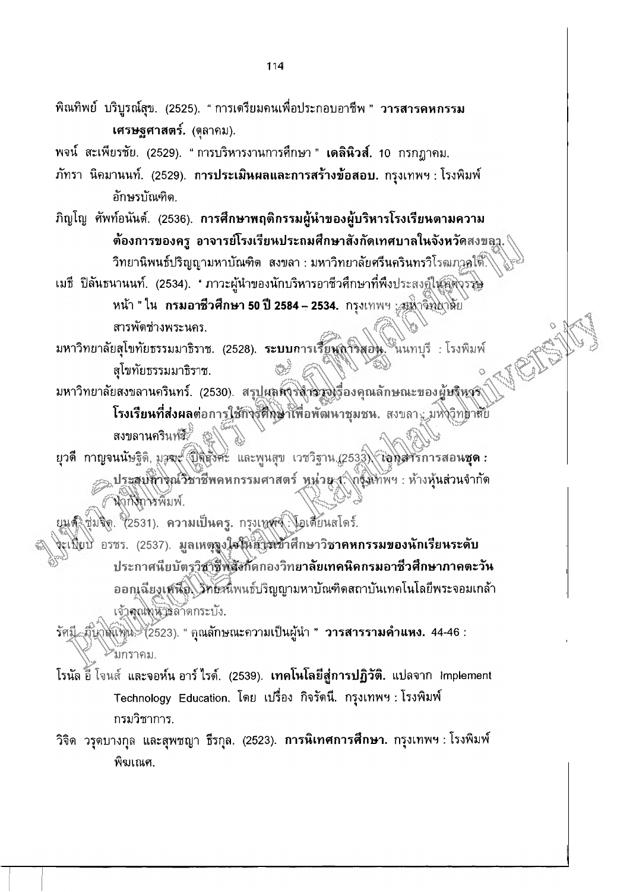พิณทิพย์ บริบูรณ์สุข. (2525). " การเตรียมคนเพื่อประกอบอาชีพ " **วารสารคหกรรมเศรษฐศาสตร์.** (ตุลาคม).

พจน์ สะเพียรชัย. (2529). " การบริหารงานการศึกษา " **เดลินิวส์.** 10 กรกฎาคม.

ภัทรา นิคมานนท์. (2529). **การประเมินผลและการสร้างข้อสอบ.** กรุงเทพฯ : โรงพิมพ์อักษรบัณฑิต.

ภิญโญ ศัพท์อนันต์. (2536). **การศึกษาพฤติกรรมผู้นำของผู้บริหารโรงเรียนตามความต้องการของครู อาจารย์โรงเรียนประถมศึกษาสังกัดเทศบาลในจังหวัดสงขลา.** วิทยานิพนธ์ปริญญามหาบัณฑิต สงขลา : มหาวิทยาลัยศรีนครินทรวิโรฒภาคใต้.

เมธี ปิลันธนานนท์. (2534). " ภาวะผู้นำของนักบริหารอาชีวศึกษาที่พึงประสงค์ในทศวรรษหน้า " ใน **กรมอาชีวศึกษา 50 ปี 2584 – 2534.** กรุงเทพฯ : มหาวิทยาลัยสารพัดช่างพระนคร.

มหาวิทยาลัยสุโขทัยธรรมมาธิราช. (2528). **ระบบการเรียนการสอน.** นนทบุรี : โรงพิมพ์สุโขทัยธรรมมาธิราช.

มหาวิทยาลัยสงขลานครินทร์. (2530). **สรุปผลการสำรวจเรื่องคุณลักษณะของผู้บริหารโรงเรียนที่ส่งผลต่อการใช้การศึกษาเพื่อพัฒนาชุมชน.** สงขลา : มหาวิทยาลัยสงขลานครินทร์.

ยุวดี กาญจนบัฐิติ, มาลัย ปิติสังข์ะ และพูนสุข เวชวิฐาน.(2533). **เอกสารการสอนชุด : ประสบการณ์วิชาชีพคหกรรมศาสตร์ หน่วย 1.** กรุงเทพฯ : ห้างหุ้นส่วนจำกัดนำกิจการพิมพ์.

ยนต์ ชุ่มจิต. (2531). **ความเป็นครู.** กรุงเทพฯ : โอเดียนสโตร์.

ระเบียบ อรชร. (2537). **มูลเหตุจูงใจในการเข้าศึกษาวิชาคหกรรมของนักเรียนระดับประกาศนียบัตรวิชาชีพสังกัดกองวิทยาลัยเทคนิคกรมอาชีวศึกษาภาคตะวันออกเฉียงเหนือ.** วิทยานิพนธ์ปริญญามหาบัณฑิตสถาบันเทคโนโลยีพระจอมเกล้าเจ้าคุณทหารลาดกระบัง.

รัศมี ภิบาลแทน. (2523). " คุณลักษณะความเป็นผู้นำ " **วารสารรามคำแหง.** 44-46 : มกราคม.

โรนัล อี โจนส์ และจอห์น อาร์ ไรต์. (2539). **เทคโนโลยีสู่การปฏิวัติ.** แปลจาก Implement Technology Education. โดย เปรื่อง กิจรัตนี. กรุงเทพฯ : โรงพิมพ์กรมวิชาการ.

วิจิต วรุตบางกูล และสุพชญา ธีรกุล. (2523). **การนิเทศการศึกษา.** กรุงเทพฯ : โรงพิมพ์พิฆเณศ.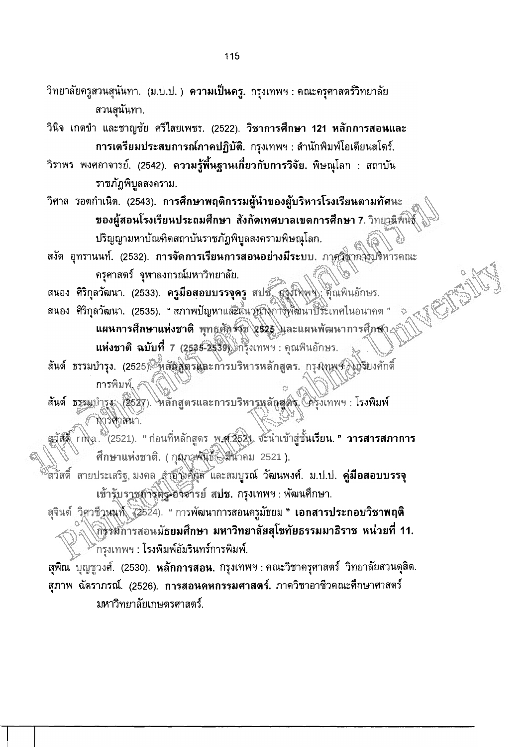วิทยาลัยครูสวนสุนันทา. (ม.ป.ป. ) **ความเป็นครู.** กรุงเทพฯ : คณะครุศาสตร์วิทยาลัยสวนสุนันทา.

วินิจ เกตขำ และชาญชัย ศรีไสยเพชร. (2522). **วิชาการศึกษา 121 หลักการสอนและการเตรียมประสบการณ์ภาคปฏิบัติ.** กรุงเทพฯ : สำนักพิมพ์โอเดียนสโตร์.

วิราพร พงศอาจารย์. (2542). **ความรู้พื้นฐานเกี่ยวกับการวิจัย.** พิษณุโลก : สถาบันราชภัฏพิบูลสงคราม.

วิศาล รอดกำเนิด. (2543). **การศึกษาพฤติกรรมผู้นำของผู้บริหารโรงเรียนตามทัศนะของผู้สอนโรงเรียนประถมศึกษา สังกัดเทศบาลเขตการศึกษา 7.** วิทยานิพนธ์ปริญญามหาบัณฑิตสถาบันราชภัฏพิบูลสงครามพิษณุโลก.

สงัด อุทรานนท์. (2532). **การจัดการเรียนการสอนอย่างมีระบบ.** ภาควิชาการบริหารคณะครุศาสตร์ จุฬาลงกรณ์มหาวิทยาลัย.

สนอง ศิริกุลวัฒนา. (2533). **ครูมือสอบบรรจุครู สปช.** กรุงเทพฯ : คุณพินอักษร.

สนอง ศิริกุลวัฒนา. (2535). " สภาพปัญหาและแนวทางการพัฒนาประเทศในอนาคต " **แผนการศึกษาแห่งชาติ พุทธศักราช 2525 และแผนพัฒนาการศึกษาแห่งชาติ ฉบับที่ 7 (2535-2539).** กรุงเทพฯ : คุณพินอักษร.

สันต์ ธรรมบำรุง. (2525). **หลักสูตรและการบริหารหลักสูตร.** กรุงเทพฯ : เกรียงศักดิ์การพิมพ์.

สันต์ ธรรมบำรุง. (2527). **หลักสูตรและการบริหารหลักสูตร.** กรุงเทพฯ : โรงพิมพ์การศาสนา.

สวัสดิ์ rma. (2521). " ก่อนที่หลักสูตร พ.ศ.2521 จะนำเข้าสู่ชั้นเรียน. " **วารสารสภาการศึกษาแห่งชาติ.** ( กุมภาพันธ์ - มีนาคม 2521 ).

สวัสดิ์ สายประเสริฐ, มงคล สำอางค์กุล และสมบูรณ์ วัฒนพงศ์. ม.ป.ป. **คู่มือสอบบรรจุเข้ารับราชการครู-อาจารย์ สปช.** กรุงเทพฯ : พัฒนศึกษา.

สุจินต์ วิศวธีรานนท์. (2524). " การพัฒนาการสอนครูมัธยม " **เอกสารประกอบวิชาพฤติกรรมการสอนมัธยมศึกษา มหาวิทยาลัยสุโขทัยธรรมาธิราช หน่วยที่ 11.** กรุงเทพฯ : โรงพิมพ์อัมรินทร์การพิมพ์.

สุพิณ บุญชูวงศ์. (2530). **หลักการสอน.** กรุงเทพฯ : คณะวิชาครุศาสตร์ วิทยาลัยสวนดุสิต.

สุภาพ ฉัตราภรณ์. (2526). **การสอนคหกรรมศาสตร์.** ภาควิชาอาชีวคณะศึกษาศาสตร์มหาวิทยาลัยเกษตรศาสตร์.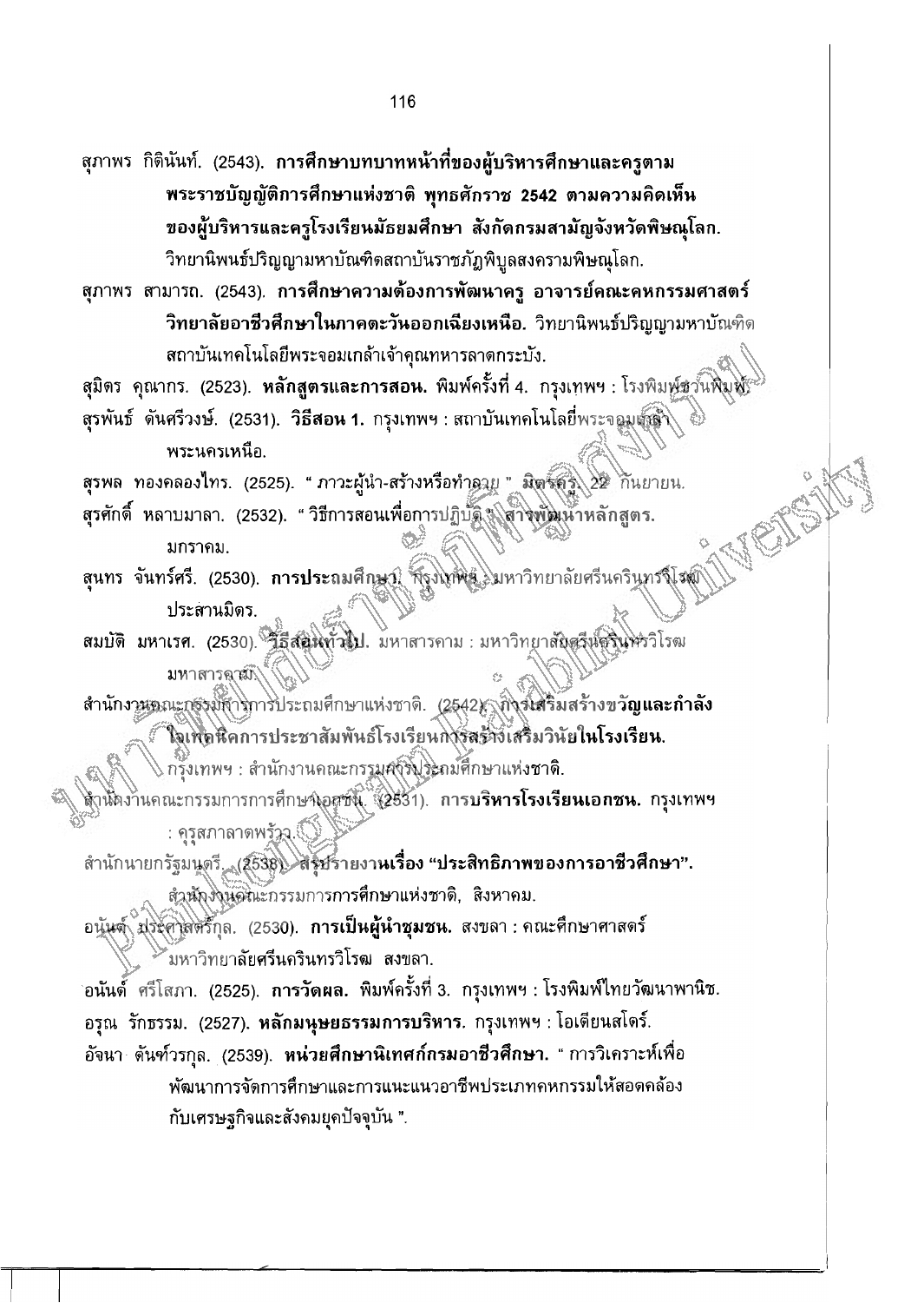สุภาพร กิตินันท์. (2543). **การศึกษาบทบาทหน้าที่ของผู้บริหารศึกษาและครูตามพระราชบัญญัติการศึกษาแห่งชาติ พุทธศักราช 2542 ตามความคิดเห็นของผู้บริหารและครูโรงเรียนมัธยมศึกษา สังกัดกรมสามัญจังหวัดพิษณุโลก.** วิทยานิพนธ์ปริญญามหาบัณฑิตสถาบันราชภัฏพิบูลสงครามพิษณุโลก.

สุภาพร สามารถ. (2543). **การศึกษาความต้องการพัฒนาครู อาจารย์คณะคหกรรมศาสตร์วิทยาลัยอาชีวศึกษาในภาคตะวันออกเฉียงเหนือ.** วิทยานิพนธ์ปริญญามหาบัณฑิต สถาบันเทคโนโลยีพระจอมเกล้าเจ้าคุณทหารลาดกระบัง.

สุมิตร คุณากร. (2523). **หลักสูตรและการสอน.** พิมพ์ครั้งที่ 4. กรุงเทพฯ : โรงพิมพ์ชวนพิมพ์.

สุรพันธ์ ตันศรีวงษ์. (2531). **วิธีสอน 1.** กรุงเทพฯ : สถาบันเทคโนโลยีพระจอมเกล้าพระนครเหนือ.

สุรพล ทองคลองไทร. (2525). " ภาวะผู้นำ-สร้างหรือทำลาย " **มิตรครู.** 22 กันยายน.

สุรศักดิ์ หลาบมาลา. (2532). " วิธีการสอนเพื่อการปฏิบัติ " **สารพัฒนาหลักสูตร.** มกราคม.

สุนทร จันทร์ศรี. (2530). **การประถมศึกษา.** กรุงเทพฯ : มหาวิทยาลัยศรีนครินทรวิโรฒประสานมิตร.

สมบัติ มหาเรศ. (2530). **วิธีสอนทั่วไป.** มหาสารคาม : มหาวิทยาลัยศรีนครินทรวิโรฒมหาสารคาม.

สำนักงานคณะกรรมการการประถมศึกษาแห่งชาติ. (2542). **การเสริมสร้างขวัญและกำลังใจเทคนิคการประชาสัมพันธ์โรงเรียนการสร้างเสริมวินัยในโรงเรียน.** กรุงเทพฯ : สำนักงานคณะกรรมการประถมศึกษาแห่งชาติ.

สำนักงานคณะกรรมการการศึกษาเอกชน. (2531). **การบริหารโรงเรียนเอกชน.** กรุงเทพฯ : คุรุสภาลาดพร้าว.

สำนักนายกรัฐมนตรี. (2538). **สรุปรายงานเรื่อง "ประสิทธิภาพของการอาชีวศึกษา".** สำนักงานคณะกรรมการการศึกษาแห่งชาติ, สิงหาคม.

อนันต์ ประศาสตร์กุล. (2530). **การเป็นผู้นำชุมชน.** สงขลา : คณะศึกษาศาสตร์มหาวิทยาลัยศรีนครินทรวิโรฒ สงขลา.

อนันต์ ศรีโสภา. (2525). **การวัดผล.** พิมพ์ครั้งที่ 3. กรุงเทพฯ : โรงพิมพ์ไทยวัฒนาพานิช.

อรุณ รักธรรม. (2527). **หลักมนุษยธรรมการบริหาร.** กรุงเทพฯ : โอเดียนสโตร์.

อัจนา ดันห์วรกุล. (2539). **หน่วยศึกษานิเทศก์กรมอาชีวศึกษา.** " การวิเคราะห์เพื่อพัฒนาการจัดการศึกษาและการแนะแนวอาชีพประเภทคหกรรมให้สอดคล้องกับเศรษฐกิจและสังคมยุคปัจจุบัน ".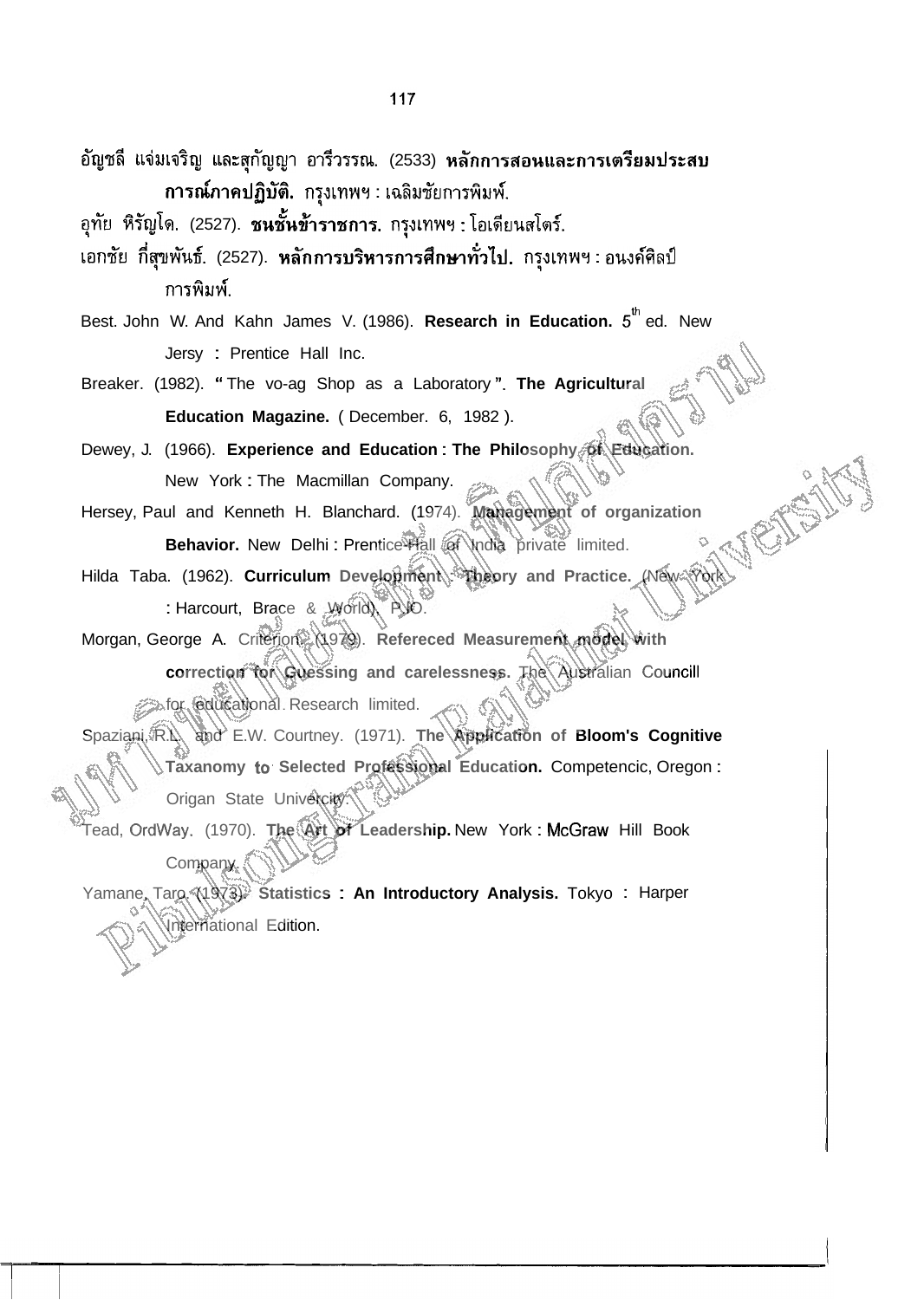อัญชลี แจ่มเจริญ และสุกัญญา อารีวรรณ. (2533) **หลักการสอนและการเตรียมประสบการณ์ภาคปฏิบัติ.** กรุงเทพฯ : เฉลิมชัยการพิมพ์.

อุทัย หิรัญโต. (2527). **ชนชั้นข้าราชการ.** กรุงเทพฯ : โอเดียนสโตร์.

เอกชัย กี่สุขพันธ์. (2527). **หลักการบริหารการศึกษาทั่วไป.** กรุงเทพฯ : อนงค์ศิลป์การพิมพ์.

Best. John W. And Kahn James V. (1986). **Research in Education.** 5th ed. New Jersy : Prentice Hall Inc.

Breaker. (1982). " The vo-ag Shop as a Laboratory ". **The Agricultural Education Magazine.** ( December. 6, 1982 ).

Dewey, J. (1966). **Experience and Education : The Philosophy of Education.** New York : The Macmillan Company.

Hersey, Paul and Kenneth H. Blanchard. (1974). **Management of organization Behavior.** New Delhi : Prentice Hall of India private limited.

Hilda Taba. (1962). **Curriculum Development : Theory and Practice.** (New York : Harcourt, Brace & World), P.IO.

Morgan, George A. Criterion. (1979). **Refereced Measurement model with correction for Guessing and carelessness.** The Australian Councill for educational. Research limited.

Spaziani, R.L. and E.W. Courtney. (1971). **The Application of Bloom's Cognitive Taxanomy to Selected Professional Education.** Competencic, Oregon : Origan State Univercity.

Tead, OrdWay. (1970). **The Art of Leadership.** New York : McGraw Hill Book Company.

Yamane, Taro. (1973). **Statistics : An Introductory Analysis.** Tokyo : Harper International Edition.